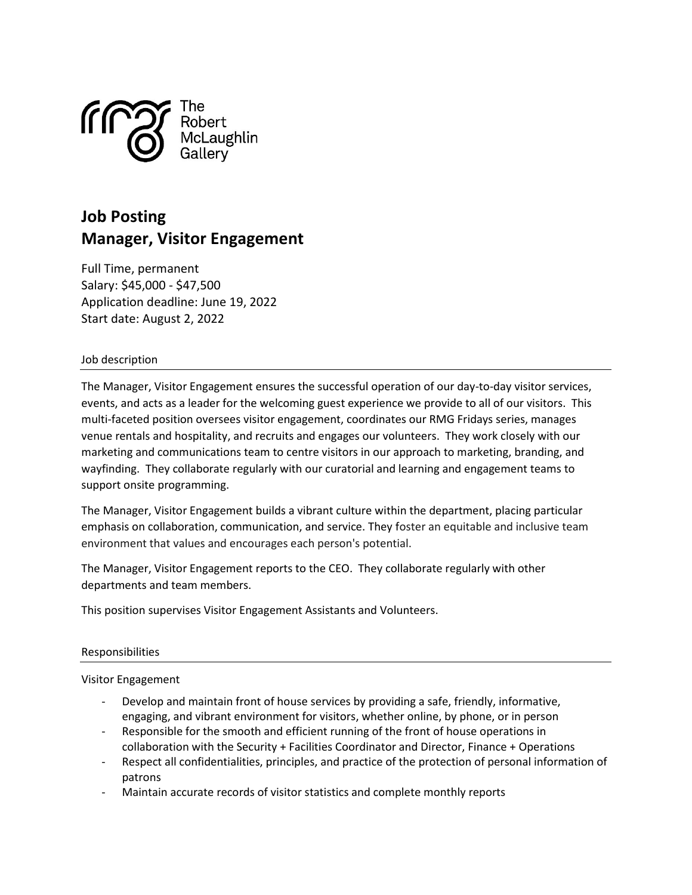The Robert McLaughlin Gallery

# Job Posting
# Manager, Visitor Engagement

Full Time, permanent
Salary: $45,000 - $47,500
Application deadline: June 19, 2022
Start date: August 2, 2022

## Job description

The Manager, Visitor Engagement ensures the successful operation of our day-to-day visitor services, events, and acts as a leader for the welcoming guest experience we provide to all of our visitors. This multi-faceted position oversees visitor engagement, coordinates our RMG Fridays series, manages venue rentals and hospitality, and recruits and engages our volunteers. They work closely with our marketing and communications team to centre visitors in our approach to marketing, branding, and wayfinding. They collaborate regularly with our curatorial and learning and engagement teams to support onsite programming.

The Manager, Visitor Engagement builds a vibrant culture within the department, placing particular emphasis on collaboration, communication, and service. They foster an equitable and inclusive team environment that values and encourages each person's potential.

The Manager, Visitor Engagement reports to the CEO. They collaborate regularly with other departments and team members.

This position supervises Visitor Engagement Assistants and Volunteers.

## Responsibilities

Visitor Engagement

- Develop and maintain front of house services by providing a safe, friendly, informative, engaging, and vibrant environment for visitors, whether online, by phone, or in person
- Responsible for the smooth and efficient running of the front of house operations in collaboration with the Security + Facilities Coordinator and Director, Finance + Operations
- Respect all confidentialities, principles, and practice of the protection of personal information of patrons
- Maintain accurate records of visitor statistics and complete monthly reports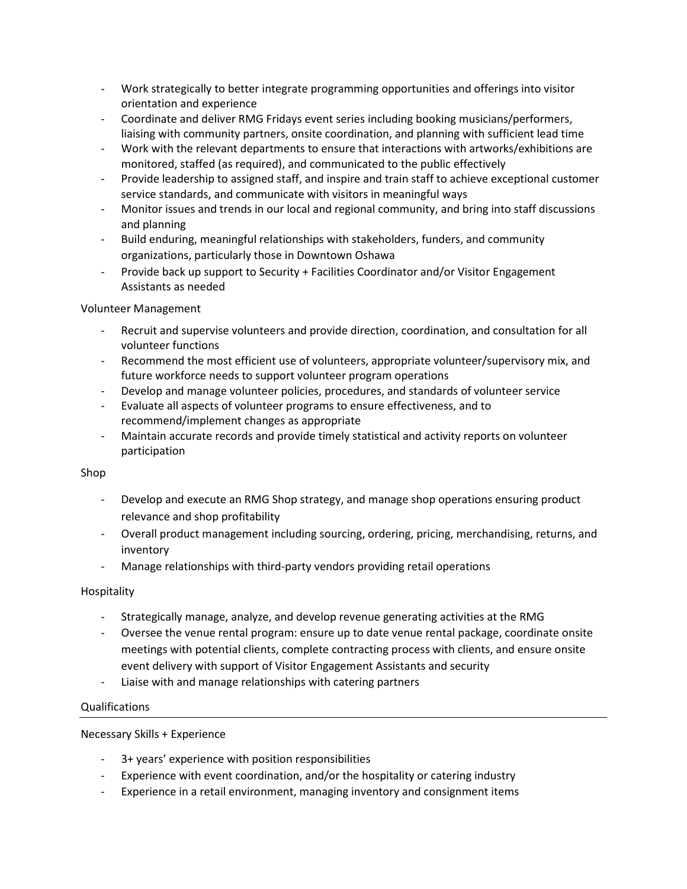- Work strategically to better integrate programming opportunities and offerings into visitor orientation and experience
- Coordinate and deliver RMG Fridays event series including booking musicians/performers, liaising with community partners, onsite coordination, and planning with sufficient lead time
- Work with the relevant departments to ensure that interactions with artworks/exhibitions are monitored, staffed (as required), and communicated to the public effectively
- Provide leadership to assigned staff, and inspire and train staff to achieve exceptional customer service standards, and communicate with visitors in meaningful ways
- Monitor issues and trends in our local and regional community, and bring into staff discussions and planning
- Build enduring, meaningful relationships with stakeholders, funders, and community organizations, particularly those in Downtown Oshawa
- Provide back up support to Security + Facilities Coordinator and/or Visitor Engagement Assistants as needed

Volunteer Management

- Recruit and supervise volunteers and provide direction, coordination, and consultation for all volunteer functions
- Recommend the most efficient use of volunteers, appropriate volunteer/supervisory mix, and future workforce needs to support volunteer program operations
- Develop and manage volunteer policies, procedures, and standards of volunteer service
- Evaluate all aspects of volunteer programs to ensure effectiveness, and to recommend/implement changes as appropriate
- Maintain accurate records and provide timely statistical and activity reports on volunteer participation

Shop

- Develop and execute an RMG Shop strategy, and manage shop operations ensuring product relevance and shop profitability
- Overall product management including sourcing, ordering, pricing, merchandising, returns, and inventory
- Manage relationships with third-party vendors providing retail operations

Hospitality

- Strategically manage, analyze, and develop revenue generating activities at the RMG
- Oversee the venue rental program: ensure up to date venue rental package, coordinate onsite meetings with potential clients, complete contracting process with clients, and ensure onsite event delivery with support of Visitor Engagement Assistants and security
- Liaise with and manage relationships with catering partners

## Qualifications

Necessary Skills + Experience

- 3+ years' experience with position responsibilities
- Experience with event coordination, and/or the hospitality or catering industry
- Experience in a retail environment, managing inventory and consignment items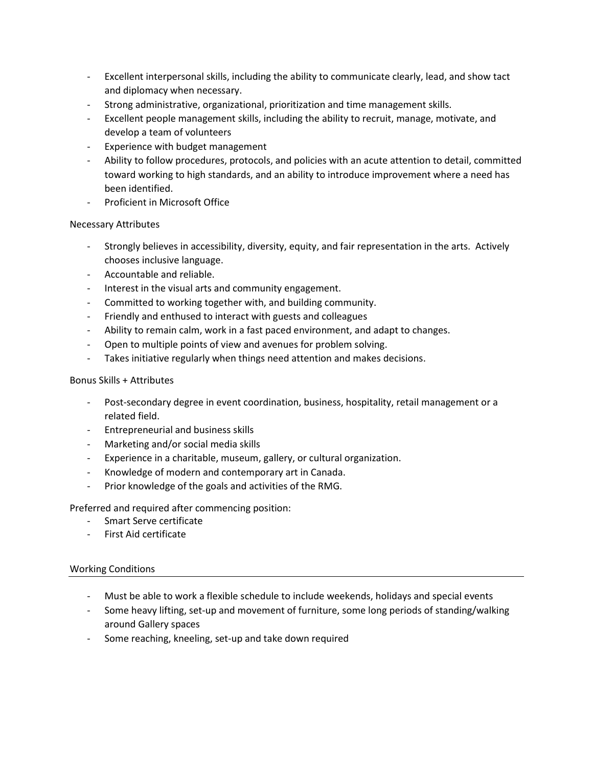- Excellent interpersonal skills, including the ability to communicate clearly, lead, and show tact and diplomacy when necessary.
- Strong administrative, organizational, prioritization and time management skills.
- Excellent people management skills, including the ability to recruit, manage, motivate, and develop a team of volunteers
- Experience with budget management
- Ability to follow procedures, protocols, and policies with an acute attention to detail, committed toward working to high standards, and an ability to introduce improvement where a need has been identified.
- Proficient in Microsoft Office

Necessary Attributes

- Strongly believes in accessibility, diversity, equity, and fair representation in the arts. Actively chooses inclusive language.
- Accountable and reliable.
- Interest in the visual arts and community engagement.
- Committed to working together with, and building community.
- Friendly and enthused to interact with guests and colleagues
- Ability to remain calm, work in a fast paced environment, and adapt to changes.
- Open to multiple points of view and avenues for problem solving.
- Takes initiative regularly when things need attention and makes decisions.

Bonus Skills + Attributes

- Post-secondary degree in event coordination, business, hospitality, retail management or a related field.
- Entrepreneurial and business skills
- Marketing and/or social media skills
- Experience in a charitable, museum, gallery, or cultural organization.
- Knowledge of modern and contemporary art in Canada.
- Prior knowledge of the goals and activities of the RMG.

Preferred and required after commencing position:

- Smart Serve certificate
- First Aid certificate

## Working Conditions

- Must be able to work a flexible schedule to include weekends, holidays and special events
- Some heavy lifting, set-up and movement of furniture, some long periods of standing/walking around Gallery spaces
- Some reaching, kneeling, set-up and take down required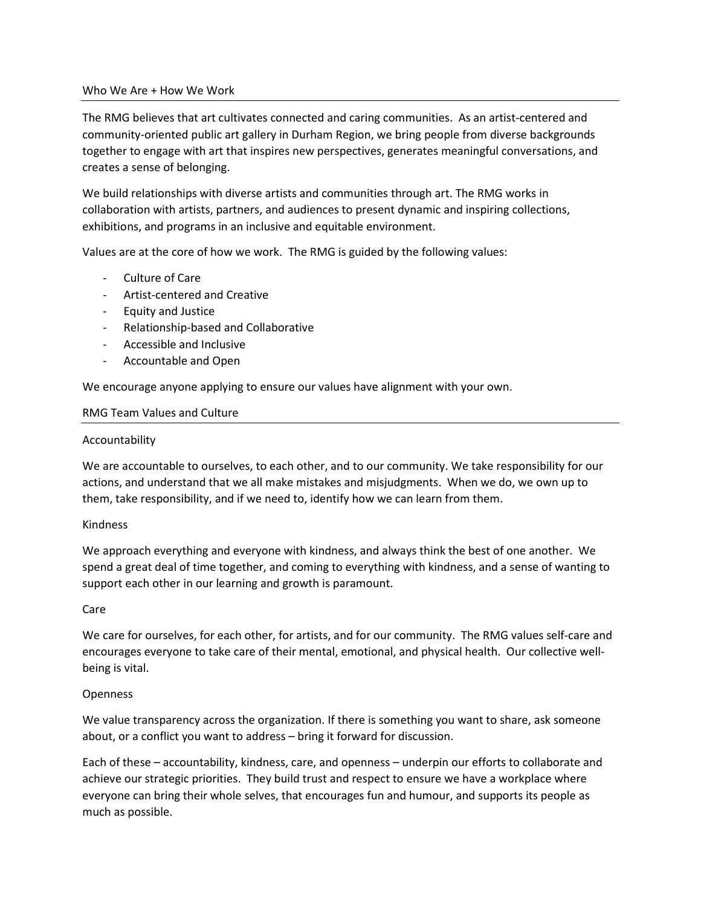## Who We Are + How We Work

The RMG believes that art cultivates connected and caring communities. As an artist-centered and community-oriented public art gallery in Durham Region, we bring people from diverse backgrounds together to engage with art that inspires new perspectives, generates meaningful conversations, and creates a sense of belonging.

We build relationships with diverse artists and communities through art. The RMG works in collaboration with artists, partners, and audiences to present dynamic and inspiring collections, exhibitions, and programs in an inclusive and equitable environment.

Values are at the core of how we work. The RMG is guided by the following values:

- Culture of Care
- Artist-centered and Creative
- Equity and Justice
- Relationship-based and Collaborative
- Accessible and Inclusive
- Accountable and Open

We encourage anyone applying to ensure our values have alignment with your own.

## RMG Team Values and Culture

### Accountability

We are accountable to ourselves, to each other, and to our community. We take responsibility for our actions, and understand that we all make mistakes and misjudgments. When we do, we own up to them, take responsibility, and if we need to, identify how we can learn from them.

### Kindness

We approach everything and everyone with kindness, and always think the best of one another. We spend a great deal of time together, and coming to everything with kindness, and a sense of wanting to support each other in our learning and growth is paramount.

### Care

We care for ourselves, for each other, for artists, and for our community. The RMG values self-care and encourages everyone to take care of their mental, emotional, and physical health. Our collective well-being is vital.

### Openness

We value transparency across the organization. If there is something you want to share, ask someone about, or a conflict you want to address – bring it forward for discussion.

Each of these – accountability, kindness, care, and openness – underpin our efforts to collaborate and achieve our strategic priorities. They build trust and respect to ensure we have a workplace where everyone can bring their whole selves, that encourages fun and humour, and supports its people as much as possible.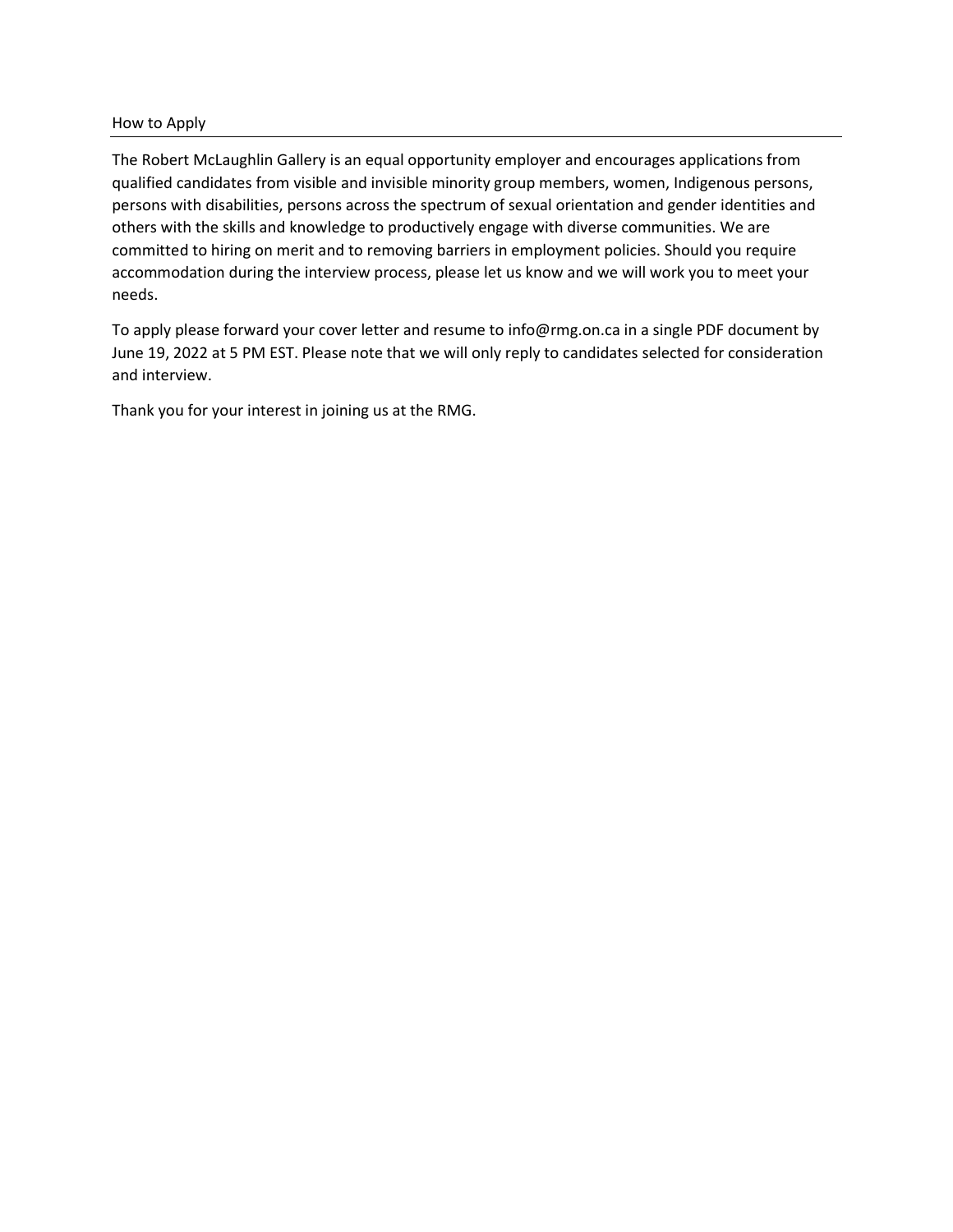## How to Apply

The Robert McLaughlin Gallery is an equal opportunity employer and encourages applications from qualified candidates from visible and invisible minority group members, women, Indigenous persons, persons with disabilities, persons across the spectrum of sexual orientation and gender identities and others with the skills and knowledge to productively engage with diverse communities. We are committed to hiring on merit and to removing barriers in employment policies. Should you require accommodation during the interview process, please let us know and we will work you to meet your needs.

To apply please forward your cover letter and resume to info@rmg.on.ca in a single PDF document by June 19, 2022 at 5 PM EST. Please note that we will only reply to candidates selected for consideration and interview.

Thank you for your interest in joining us at the RMG.